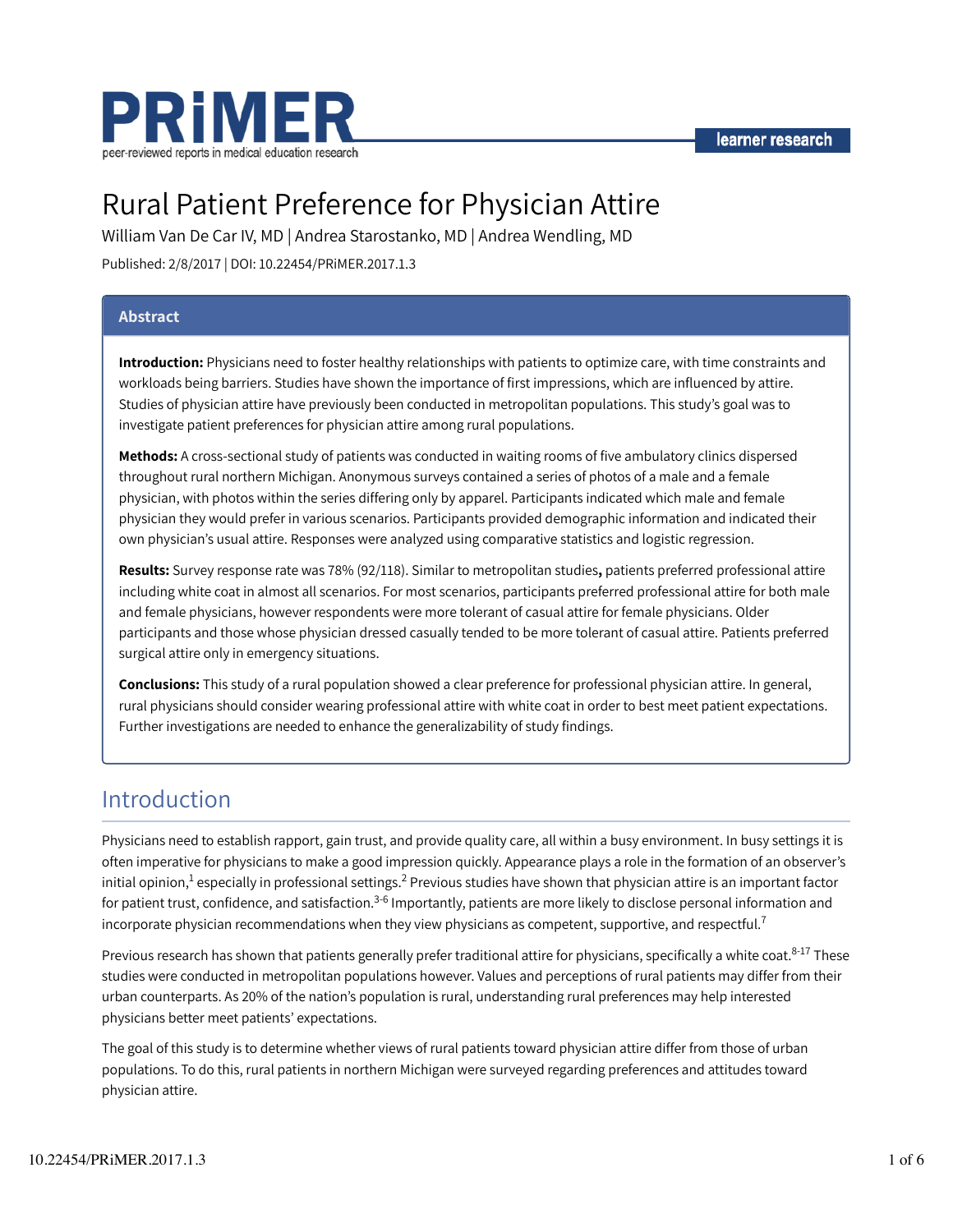# Rural Patient Preference for Physician Attire

William Van De Car IV, MD | Andrea Starostanko, MD | Andrea Wendling, MD

Published: 2/8/2017 | DOI: 10.22454/PRiMER.2017.1.3

## Abstract

**Introduction:** Physicians need to foster healthy relationships with patients to optimize care, with time constraints and workloads being barriers. Studies have shown the importance of first impressions, which are influenced by attire. Studies of physician attire have previously been conducted in metropolitan populations. This study's goal was to investigate patient preferences for physician attire among rural populations.

**Methods:** A cross-sectional study of patients was conducted in waiting rooms of five ambulatory clinics dispersed throughout rural northern Michigan. Anonymous surveys contained a series of photos of a male and a female physician, with photos within the series differing only by apparel. Participants indicated which male and female physician they would prefer in various scenarios. Participants provided demographic information and indicated their own physician's usual attire. Responses were analyzed using comparative statistics and logistic regression.

**Results:** Survey response rate was 78% (92/118). Similar to metropolitan studies**,** patients preferred professional attire including white coat in almost all scenarios. For most scenarios, participants preferred professional attire for both male and female physicians, however respondents were more tolerant of casual attire for female physicians. Older participants and those whose physician dressed casually tended to be more tolerant of casual attire. Patients preferred surgical attire only in emergency situations.

**Conclusions:** This study of a rural population showed a clear preference for professional physician attire. In general, rural physicians should consider wearing professional attire with white coat in order to best meet patient expectations. Further investigations are needed to enhance the generalizability of study findings.

## Introduction

Physicians need to establish rapport, gain trust, and provide quality care, all within a busy environment. In busy settings it is often imperative for physicians to make a good impression quickly. Appearance plays a role in the formation of an observer's initial opinion,[1] especially in professional settings.[2] Previous studies have shown that physician attire is an important factor for patient trust, confidence, and satisfaction.[3-6] Importantly, patients are more likely to disclose personal information and incorporate physician recommendations when they view physicians as competent, supportive, and respectful.[7]

Previous research has shown that patients generally prefer traditional attire for physicians, specifically a white coat.[8-17] These studies were conducted in metropolitan populations however. Values and perceptions of rural patients may differ from their urban counterparts. As 20% of the nation's population is rural, understanding rural preferences may help interested physicians better meet patients' expectations.

The goal of this study is to determine whether views of rural patients toward physician attire differ from those of urban populations. To do this, rural patients in northern Michigan were surveyed regarding preferences and attitudes toward physician attire.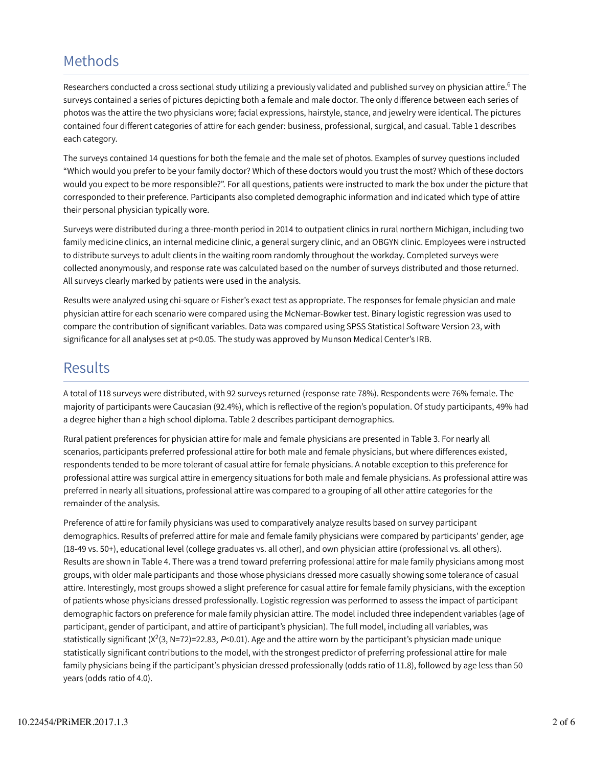## Methods

Researchers conducted a cross sectional study utilizing a previously validated and published survey on physician attire.[6] The surveys contained a series of pictures depicting both a female and male doctor. The only difference between each series of photos was the attire the two physicians wore; facial expressions, hairstyle, stance, and jewelry were identical. The pictures contained four different categories of attire for each gender: business, professional, surgical, and casual. Table 1 describes each category.

The surveys contained 14 questions for both the female and the male set of photos. Examples of survey questions included "Which would you prefer to be your family doctor? Which of these doctors would you trust the most? Which of these doctors would you expect to be more responsible?". For all questions, patients were instructed to mark the box under the picture that corresponded to their preference. Participants also completed demographic information and indicated which type of attire their personal physician typically wore.

Surveys were distributed during a three-month period in 2014 to outpatient clinics in rural northern Michigan, including two family medicine clinics, an internal medicine clinic, a general surgery clinic, and an OBGYN clinic. Employees were instructed to distribute surveys to adult clients in the waiting room randomly throughout the workday. Completed surveys were collected anonymously, and response rate was calculated based on the number of surveys distributed and those returned. All surveys clearly marked by patients were used in the analysis.

Results were analyzed using chi-square or Fisher's exact test as appropriate. The responses for female physician and male physician attire for each scenario were compared using the McNemar-Bowker test. Binary logistic regression was used to compare the contribution of significant variables. Data was compared using SPSS Statistical Software Version 23, with significance for all analyses set at $p<0.05$. The study was approved by Munson Medical Center's IRB.

## Results

A total of 118 surveys were distributed, with 92 surveys returned (response rate 78%). Respondents were 76% female. The majority of participants were Caucasian (92.4%), which is reflective of the region's population. Of study participants, 49% had a degree higher than a high school diploma. Table 2 describes participant demographics.

Rural patient preferences for physician attire for male and female physicians are presented in Table 3. For nearly all scenarios, participants preferred professional attire for both male and female physicians, but where differences existed, respondents tended to be more tolerant of casual attire for female physicians. A notable exception to this preference for professional attire was surgical attire in emergency situations for both male and female physicians. As professional attire was preferred in nearly all situations, professional attire was compared to a grouping of all other attire categories for the remainder of the analysis.

Preference of attire for family physicians was used to comparatively analyze results based on survey participant demographics. Results of preferred attire for male and female family physicians were compared by participants' gender, age (18-49 vs. 50+), educational level (college graduates vs. all other), and own physician attire (professional vs. all others). Results are shown in Table 4. There was a trend toward preferring professional attire for male family physicians among most groups, with older male participants and those whose physicians dressed more casually showing some tolerance of casual attire. Interestingly, most groups showed a slight preference for casual attire for female family physicians, with the exception of patients whose physicians dressed professionally. Logistic regression was performed to assess the impact of participant demographic factors on preference for male family physician attire. The model included three independent variables (age of participant, gender of participant, and attire of participant's physician). The full model, including all variables, was statistically significant ($X^2(3, N=72)=22.83$, $P<0.01$). Age and the attire worn by the participant's physician made unique statistically significant contributions to the model, with the strongest predictor of preferring professional attire for male family physicians being if the participant's physician dressed professionally (odds ratio of 11.8), followed by age less than 50 years (odds ratio of 4.0).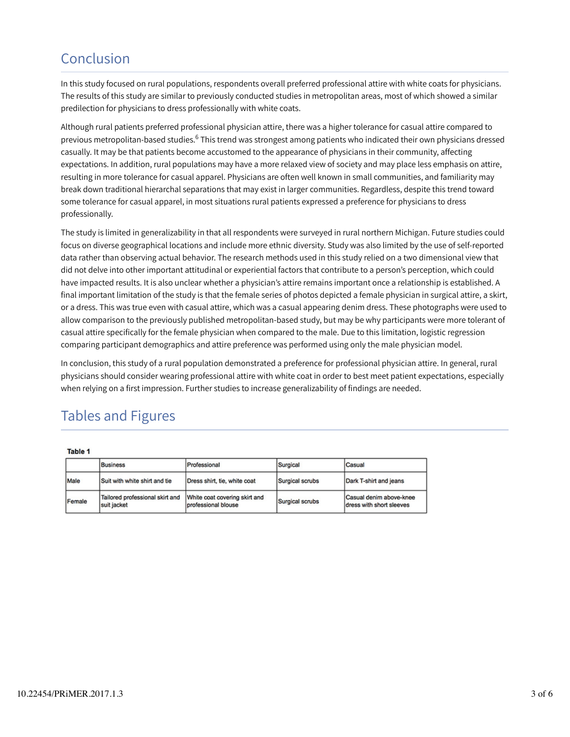## Conclusion

In this study focused on rural populations, respondents overall preferred professional attire with white coats for physicians. The results of this study are similar to previously conducted studies in metropolitan areas, most of which showed a similar predilection for physicians to dress professionally with white coats.

Although rural patients preferred professional physician attire, there was a higher tolerance for casual attire compared to previous metropolitan-based studies.[6] This trend was strongest among patients who indicated their own physicians dressed casually. It may be that patients become accustomed to the appearance of physicians in their community, affecting expectations. In addition, rural populations may have a more relaxed view of society and may place less emphasis on attire, resulting in more tolerance for casual apparel. Physicians are often well known in small communities, and familiarity may break down traditional hierarchal separations that may exist in larger communities. Regardless, despite this trend toward some tolerance for casual apparel, in most situations rural patients expressed a preference for physicians to dress professionally.

The study is limited in generalizability in that all respondents were surveyed in rural northern Michigan. Future studies could focus on diverse geographical locations and include more ethnic diversity. Study was also limited by the use of self-reported data rather than observing actual behavior. The research methods used in this study relied on a two dimensional view that did not delve into other important attitudinal or experiential factors that contribute to a person's perception, which could have impacted results. It is also unclear whether a physician's attire remains important once a relationship is established. A final important limitation of the study is that the female series of photos depicted a female physician in surgical attire, a skirt, or a dress. This was true even with casual attire, which was a casual appearing denim dress. These photographs were used to allow comparison to the previously published metropolitan-based study, but may be why participants were more tolerant of casual attire specifically for the female physician when compared to the male. Due to this limitation, logistic regression comparing participant demographics and attire preference was performed using only the male physician model.

In conclusion, this study of a rural population demonstrated a preference for professional physician attire. In general, rural physicians should consider wearing professional attire with white coat in order to best meet patient expectations, especially when relying on a first impression. Further studies to increase generalizability of findings are needed.

## Tables and Figures

**Table 1**

| | Business | Professional | Surgical | Casual |
|---|---|---|---|---|
| Male | Suit with white shirt and tie | Dress shirt, tie, white coat | Surgical scrubs | Dark T-shirt and jeans |
| Female | Tailored professional skirt and suit jacket | White coat covering skirt and professional blouse | Surgical scrubs | Casual denim above-knee dress with short sleeves |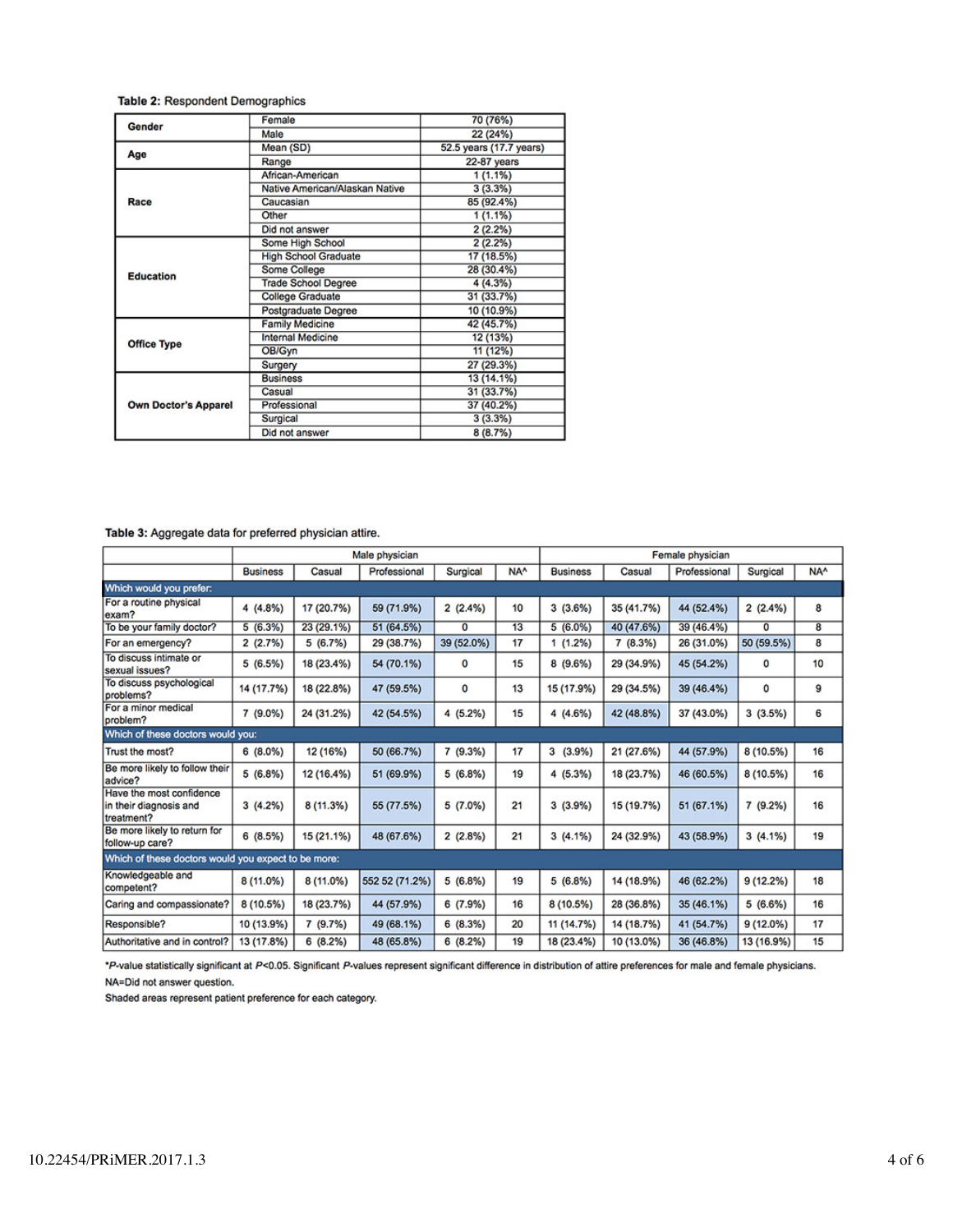**Table 2:** Respondent Demographics

| | | |
|---|---|---|
| **Gender** | Female | 70 (76%) |
| | Male | 22 (24%) |
| **Age** | Mean (SD) | 52.5 years (17.7 years) |
| | Range | 22-87 years |
| **Race** | African-American | 1 (1.1%) |
| | Native American/Alaskan Native | 3 (3.3%) |
| | Caucasian | 85 (92.4%) |
| | Other | 1 (1.1%) |
| | Did not answer | 2 (2.2%) |
| **Education** | Some High School | 2 (2.2%) |
| | High School Graduate | 17 (18.5%) |
| | Some College | 28 (30.4%) |
| | Trade School Degree | 4 (4.3%) |
| | College Graduate | 31 (33.7%) |
| | Postgraduate Degree | 10 (10.9%) |
| **Office Type** | Family Medicine | 42 (45.7%) |
| | Internal Medicine | 12 (13%) |
| | OB/Gyn | 11 (12%) |
| | Surgery | 27 (29.3%) |
| **Own Doctor's Apparel** | Business | 13 (14.1%) |
| | Casual | 31 (33.7%) |
| | Professional | 37 (40.2%) |
| | Surgical | 3 (3.3%) |
| | Did not answer | 8 (8.7%) |

**Table 3:** Aggregate data for preferred physician attire.

| | Male physician | | | | | Female physician | | | | |
|---|---|---|---|---|---|---|---|---|---|---|
| | Business | Casual | Professional | Surgical | NA^ | Business | Casual | Professional | Surgical | NA^ |
| **Which would you prefer:** | | | | | | | | | | |
| For a routine physical exam? | 4 (4.8%) | 17 (20.7%) | 59 (71.9%) | 2 (2.4%) | 10 | 3 (3.6%) | 35 (41.7%) | 44 (52.4%) | 2 (2.4%) | 8 |
| To be your family doctor? | 5 (6.3%) | 23 (29.1%) | 51 (64.5%) | 0 | 13 | 5 (6.0%) | 40 (47.6%) | 39 (46.4%) | 0 | 8 |
| For an emergency? | 2 (2.7%) | 5 (6.7%) | 29 (38.7%) | 39 (52.0%) | 17 | 1 (1.2%) | 7 (8.3%) | 26 (31.0%) | 50 (59.5%) | 8 |
| To discuss intimate or sexual issues? | 5 (6.5%) | 18 (23.4%) | 54 (70.1%) | 0 | 15 | 8 (9.6%) | 29 (34.9%) | 45 (54.2%) | 0 | 10 |
| To discuss psychological problems? | 14 (17.7%) | 18 (22.8%) | 47 (59.5%) | 0 | 13 | 15 (17.9%) | 29 (34.5%) | 39 (46.4%) | 0 | 9 |
| For a minor medical problem? | 7 (9.0%) | 24 (31.2%) | 42 (54.5%) | 4 (5.2%) | 15 | 4 (4.6%) | 42 (48.8%) | 37 (43.0%) | 3 (3.5%) | 6 |
| **Which of these doctors would you:** | | | | | | | | | | |
| Trust the most? | 6 (8.0%) | 12 (16%) | 50 (66.7%) | 7 (9.3%) | 17 | 3 (3.9%) | 21 (27.6%) | 44 (57.9%) | 8 (10.5%) | 16 |
| Be more likely to follow their advice? | 5 (6.8%) | 12 (16.4%) | 51 (69.9%) | 5 (6.8%) | 19 | 4 (5.3%) | 18 (23.7%) | 46 (60.5%) | 8 (10.5%) | 16 |
| Have the most confidence in their diagnosis and treatment? | 3 (4.2%) | 8 (11.3%) | 55 (77.5%) | 5 (7.0%) | 21 | 3 (3.9%) | 15 (19.7%) | 51 (67.1%) | 7 (9.2%) | 16 |
| Be more likely to return for follow-up care? | 6 (8.5%) | 15 (21.1%) | 48 (67.6%) | 2 (2.8%) | 21 | 3 (4.1%) | 24 (32.9%) | 43 (58.9%) | 3 (4.1%) | 19 |
| **Which of these doctors would you expect to be more:** | | | | | | | | | | |
| Knowledgeable and competent? | 8 (11.0%) | 8 (11.0%) | 552 52 (71.2%) | 5 (6.8%) | 19 | 5 (6.8%) | 14 (18.9%) | 46 (62.2%) | 9 (12.2%) | 18 |
| Caring and compassionate? | 8 (10.5%) | 18 (23.7%) | 44 (57.9%) | 6 (7.9%) | 16 | 8 (10.5%) | 28 (36.8%) | 35 (46.1%) | 5 (6.6%) | 16 |
| Responsible? | 10 (13.9%) | 7 (9.7%) | 49 (68.1%) | 6 (8.3%) | 20 | 11 (14.7%) | 14 (18.7%) | 41 (54.7%) | 9 (12.0%) | 17 |
| Authoritative and in control? | 13 (17.8%) | 6 (8.2%) | 48 (65.8%) | 6 (8.2%) | 19 | 18 (23.4%) | 10 (13.0%) | 36 (46.8%) | 13 (16.9%) | 15 |

*P-value statistically significant at $P<0.05$. Significant P-values represent significant difference in distribution of attire preferences for male and female physicians.

NA=Did not answer question.

Shaded areas represent patient preference for each category.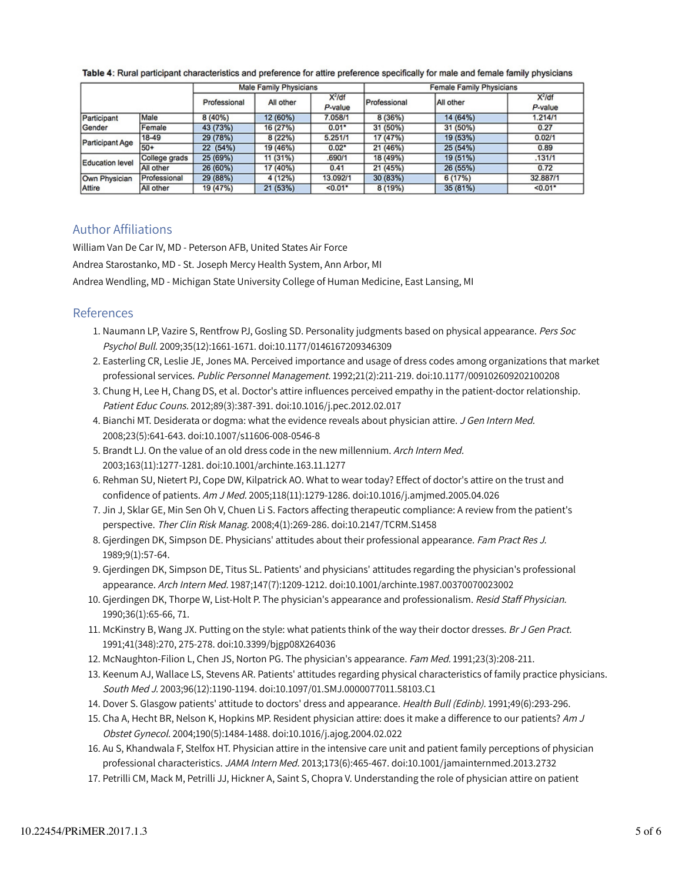**Table 4**: Rural participant characteristics and preference for attire preference specifically for male and female family physicians

| | | Male Family Physicians | | | Female Family Physicians | | |
|---|---|---|---|---|---|---|---|
| | | Professional | All other | $X^2$/df *P*-value | Professional | All other | $X^2$/df *P*-value |
| Participant Gender | Male | 8 (40%) | 12 (60%) | 7.058/1 | 8 (36%) | 14 (64%) | 1.214/1 |
| | Female | 43 (73%) | 16 (27%) | 0.01* | 31 (50%) | 31 (50%) | 0.27 |
| Participant Age | 18-49 | 29 (78%) | 8 (22%) | 5.251/1 | 17 (47%) | 19 (53%) | 0.02/1 |
| | 50+ | 22 (54%) | 19 (46%) | 0.02* | 21 (46%) | 25 (54%) | 0.89 |
| Education level | College grads | 25 (69%) | 11 (31%) | .690/1 | 18 (49%) | 19 (51%) | .131/1 |
| | All other | 26 (60%) | 17 (40%) | 0.41 | 21 (45%) | 26 (55%) | 0.72 |
| Own Physician Attire | Professional | 29 (88%) | 4 (12%) | 13.092/1 | 30 (83%) | 6 (17%) | 32.887/1 |
| | All other | 19 (47%) | 21 (53%) | <0.01* | 8 (19%) | 35 (81%) | <0.01* |

## Author Affiliations

William Van De Car IV, MD - Peterson AFB, United States Air Force

Andrea Starostanko, MD - St. Joseph Mercy Health System, Ann Arbor, MI

Andrea Wendling, MD - Michigan State University College of Human Medicine, East Lansing, MI

## References

1. Naumann LP, Vazire S, Rentfrow PJ, Gosling SD. Personality judgments based on physical appearance. *Pers Soc Psychol Bull.* 2009;35(12):1661-1671. doi:10.1177/0146167209346309
2. Easterling CR, Leslie JE, Jones MA. Perceived importance and usage of dress codes among organizations that market professional services. *Public Personnel Management.* 1992;21(2):211-219. doi:10.1177/009102609202100208
3. Chung H, Lee H, Chang DS, et al. Doctor's attire influences perceived empathy in the patient-doctor relationship. *Patient Educ Couns.* 2012;89(3):387-391. doi:10.1016/j.pec.2012.02.017
4. Bianchi MT. Desiderata or dogma: what the evidence reveals about physician attire. *J Gen Intern Med.* 2008;23(5):641-643. doi:10.1007/s11606-008-0546-8
5. Brandt LJ. On the value of an old dress code in the new millennium. *Arch Intern Med.* 2003;163(11):1277-1281. doi:10.1001/archinte.163.11.1277
6. Rehman SU, Nietert PJ, Cope DW, Kilpatrick AO. What to wear today? Effect of doctor's attire on the trust and confidence of patients. *Am J Med.* 2005;118(11):1279-1286. doi:10.1016/j.amjmed.2005.04.026
7. Jin J, Sklar GE, Min Sen Oh V, Chuen Li S. Factors affecting therapeutic compliance: A review from the patient's perspective. *Ther Clin Risk Manag.* 2008;4(1):269-286. doi:10.2147/TCRM.S1458
8. Gjerdingen DK, Simpson DE. Physicians' attitudes about their professional appearance. *Fam Pract Res J.* 1989;9(1):57-64.
9. Gjerdingen DK, Simpson DE, Titus SL. Patients' and physicians' attitudes regarding the physician's professional appearance. *Arch Intern Med.* 1987;147(7):1209-1212. doi:10.1001/archinte.1987.00370070023002
10. Gjerdingen DK, Thorpe W, List-Holt P. The physician's appearance and professionalism. *Resid Staff Physician.* 1990;36(1):65-66, 71.
11. McKinstry B, Wang JX. Putting on the style: what patients think of the way their doctor dresses. *Br J Gen Pract.* 1991;41(348):270, 275-278. doi:10.3399/bjgp08X264036
12. McNaughton-Filion L, Chen JS, Norton PG. The physician's appearance. *Fam Med.* 1991;23(3):208-211.
13. Keenum AJ, Wallace LS, Stevens AR. Patients' attitudes regarding physical characteristics of family practice physicians. *South Med J.* 2003;96(12):1190-1194. doi:10.1097/01.SMJ.0000077011.58103.C1
14. Dover S. Glasgow patients' attitude to doctors' dress and appearance. *Health Bull (Edinb).* 1991;49(6):293-296.
15. Cha A, Hecht BR, Nelson K, Hopkins MP. Resident physician attire: does it make a difference to our patients? *Am J Obstet Gynecol.* 2004;190(5):1484-1488. doi:10.1016/j.ajog.2004.02.022
16. Au S, Khandwala F, Stelfox HT. Physician attire in the intensive care unit and patient family perceptions of physician professional characteristics. *JAMA Intern Med.* 2013;173(6):465-467. doi:10.1001/jamainternmed.2013.2732
17. Petrilli CM, Mack M, Petrilli JJ, Hickner A, Saint S, Chopra V. Understanding the role of physician attire on patient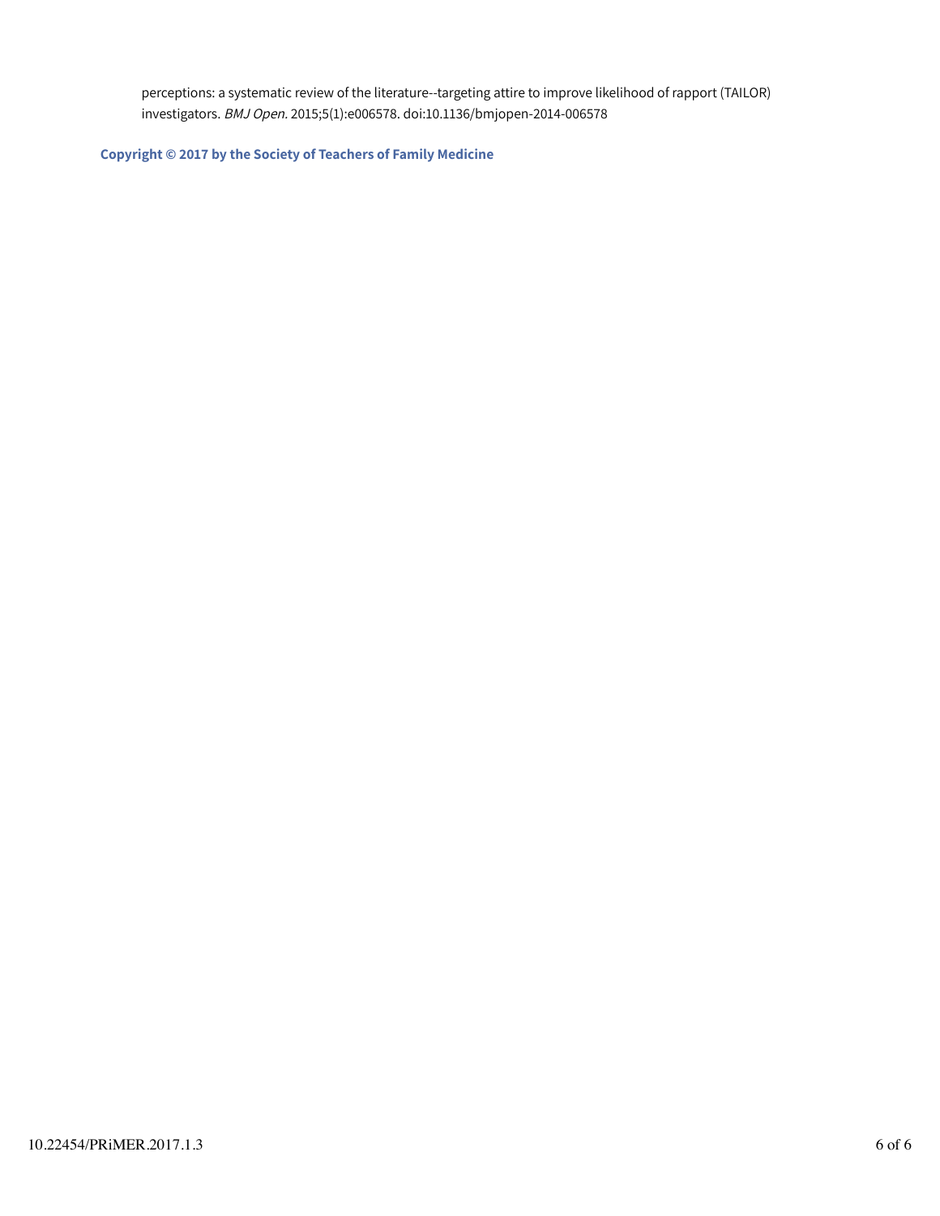perceptions: a systematic review of the literature--targeting attire to improve likelihood of rapport (TAILOR) investigators. *BMJ Open.* 2015;5(1):e006578. doi:10.1136/bmjopen-2014-006578

**Copyright © 2017 by the Society of Teachers of Family Medicine**